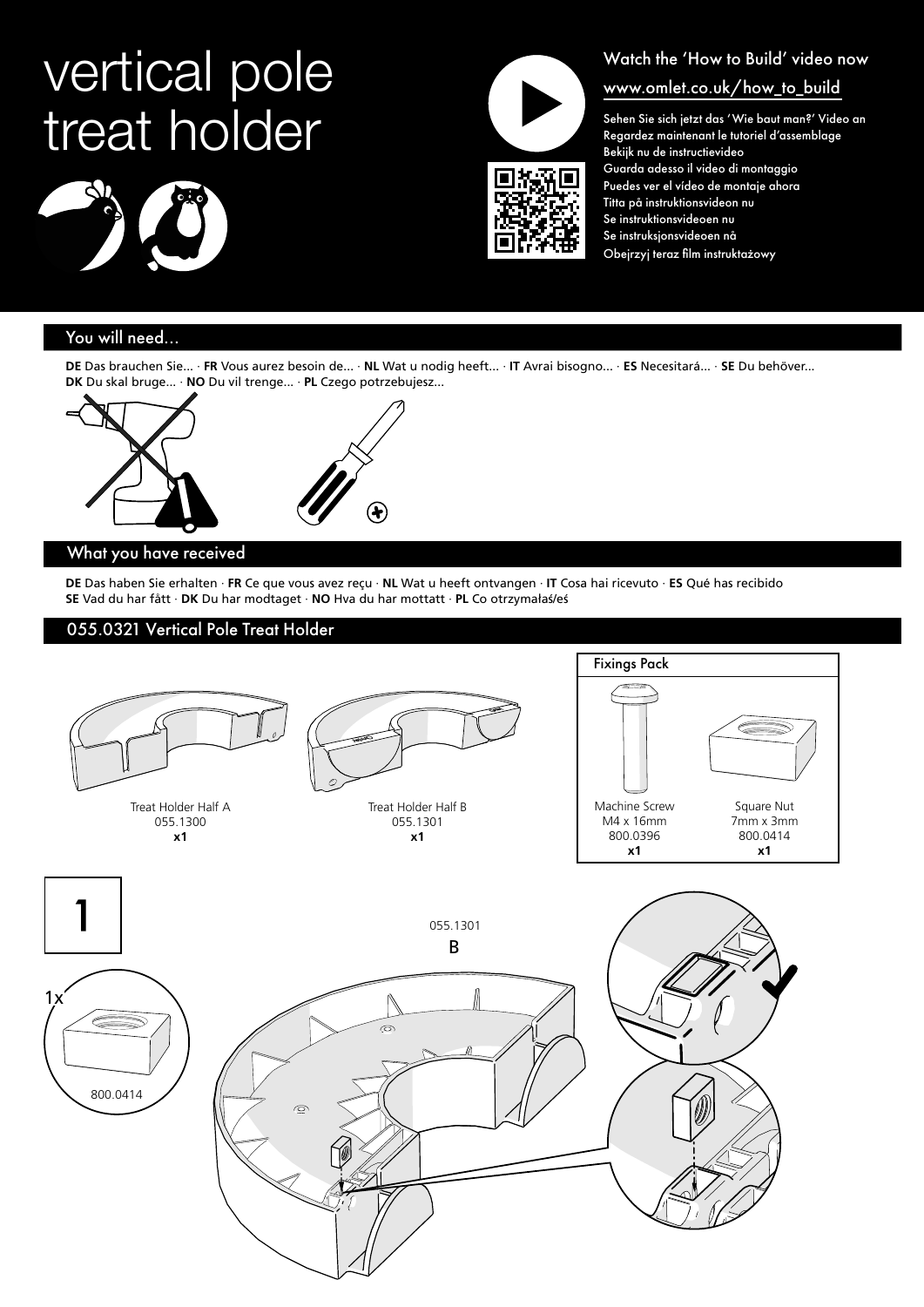# vertical pole treat holder

## Watch the 'How to Build' video now

www.omlet.co.uk/how_to_build

Sehen Sie sich jetzt das 'Wie baut man?' Video an
Regardez maintenant le tutoriel d'assemblage
Bekijk nu de instructievideo
Guarda adesso il video di montaggio
Puedes ver el vídeo de montaje ahora
Titta på instruktionsvideon nu
Se instruktionsvideoen nu
Se instruksjonsvideoen nå
Obejrzyj teraz film instruktażowy

## You will need...

**DE** Das brauchen Sie... · **FR** Vous aurez besoin de... · **NL** Wat u nodig heeft... · **IT** Avrai bisogno... · **ES** Necesitará... · **SE** Du behöver...
**DK** Du skal bruge... · **NO** Du vil trenge... · **PL** Czego potrzebujesz...

## What you have received

**DE** Das haben Sie erhalten · **FR** Ce que vous avez reçu · **NL** Wat u heeft ontvangen · **IT** Cosa hai ricevuto · **ES** Qué has recibido
**SE** Vad du har fått · **DK** Du har modtaget · **NO** Hva du har mottatt · **PL** Co otrzymałaś/eś

## 055.0321 Vertical Pole Treat Holder

Treat Holder Half A
055.1300
**x1**

Treat Holder Half B
055.1301
**x1**

### Fixings Pack

Machine Screw
M4 x 16mm
800.0396
**x1**

Square Nut
7mm x 3mm
800.0414
**x1**

## 1

1x
800.0414

055.1301
B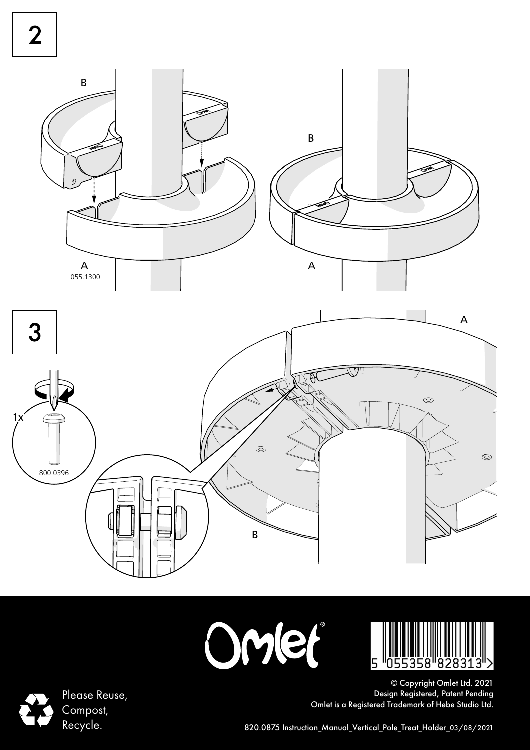2

B

A
055.1300

B

A

3

1x

800.0396

A

B

Omlet®

5 055358 828313 >

Please Reuse,
Compost,
Recycle.

© Copyright Omlet Ltd. 2021
Design Registered, Patent Pending
Omlet is a Registered Trademark of Hebe Studio Ltd.

820.0875 Instruction_Manual_Vertical_Pole_Treat_Holder_03/08/2021